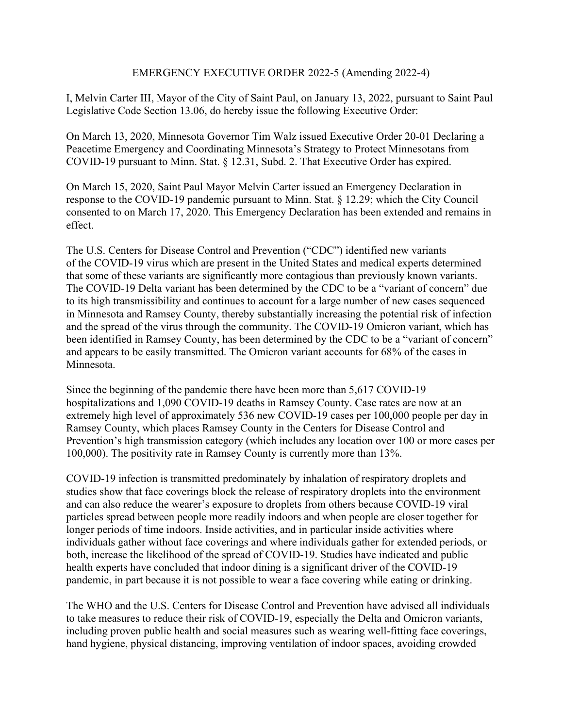# EMERGENCY EXECUTIVE ORDER 2022-5 (Amending 2022-4)

I, Melvin Carter III, Mayor of the City of Saint Paul, on January 13, 2022, pursuant to Saint Paul Legislative Code Section 13.06, do hereby issue the following Executive Order:

On March 13, 2020, Minnesota Governor Tim Walz issued Executive Order 20-01 Declaring a Peacetime Emergency and Coordinating Minnesota's Strategy to Protect Minnesotans from COVID-19 pursuant to Minn. Stat. § 12.31, Subd. 2. That Executive Order has expired.

On March 15, 2020, Saint Paul Mayor Melvin Carter issued an Emergency Declaration in response to the COVID-19 pandemic pursuant to Minn. Stat. § 12.29; which the City Council consented to on March 17, 2020. This Emergency Declaration has been extended and remains in effect.

The U.S. Centers for Disease Control and Prevention ("CDC") identified new variants of the COVID-19 virus which are present in the United States and medical experts determined that some of these variants are significantly more contagious than previously known variants. The COVID-19 Delta variant has been determined by the CDC to be a "variant of concern" due to its high transmissibility and continues to account for a large number of new cases sequenced in Minnesota and Ramsey County, thereby substantially increasing the potential risk of infection and the spread of the virus through the community. The COVID-19 Omicron variant, which has been identified in Ramsey County, has been determined by the CDC to be a "variant of concern" and appears to be easily transmitted. The Omicron variant accounts for 68% of the cases in Minnesota.

Since the beginning of the pandemic there have been more than 5,617 COVID-19 hospitalizations and 1,090 COVID-19 deaths in Ramsey County. Case rates are now at an extremely high level of approximately 536 new COVID-19 cases per 100,000 people per day in Ramsey County, which places Ramsey County in the Centers for Disease Control and Prevention's high transmission category (which includes any location over 100 or more cases per 100,000). The positivity rate in Ramsey County is currently more than 13%.

COVID-19 infection is transmitted predominately by inhalation of respiratory droplets and studies show that face coverings block the release of respiratory droplets into the environment and can also reduce the wearer's exposure to droplets from others because COVID-19 viral particles spread between people more readily indoors and when people are closer together for longer periods of time indoors. Inside activities, and in particular inside activities where individuals gather without face coverings and where individuals gather for extended periods, or both, increase the likelihood of the spread of COVID-19. Studies have indicated and public health experts have concluded that indoor dining is a significant driver of the COVID-19 pandemic, in part because it is not possible to wear a face covering while eating or drinking.

The WHO and the U.S. Centers for Disease Control and Prevention have advised all individuals to take measures to reduce their risk of COVID-19, especially the Delta and Omicron variants, including proven public health and social measures such as wearing well-fitting face coverings, hand hygiene, physical distancing, improving ventilation of indoor spaces, avoiding crowded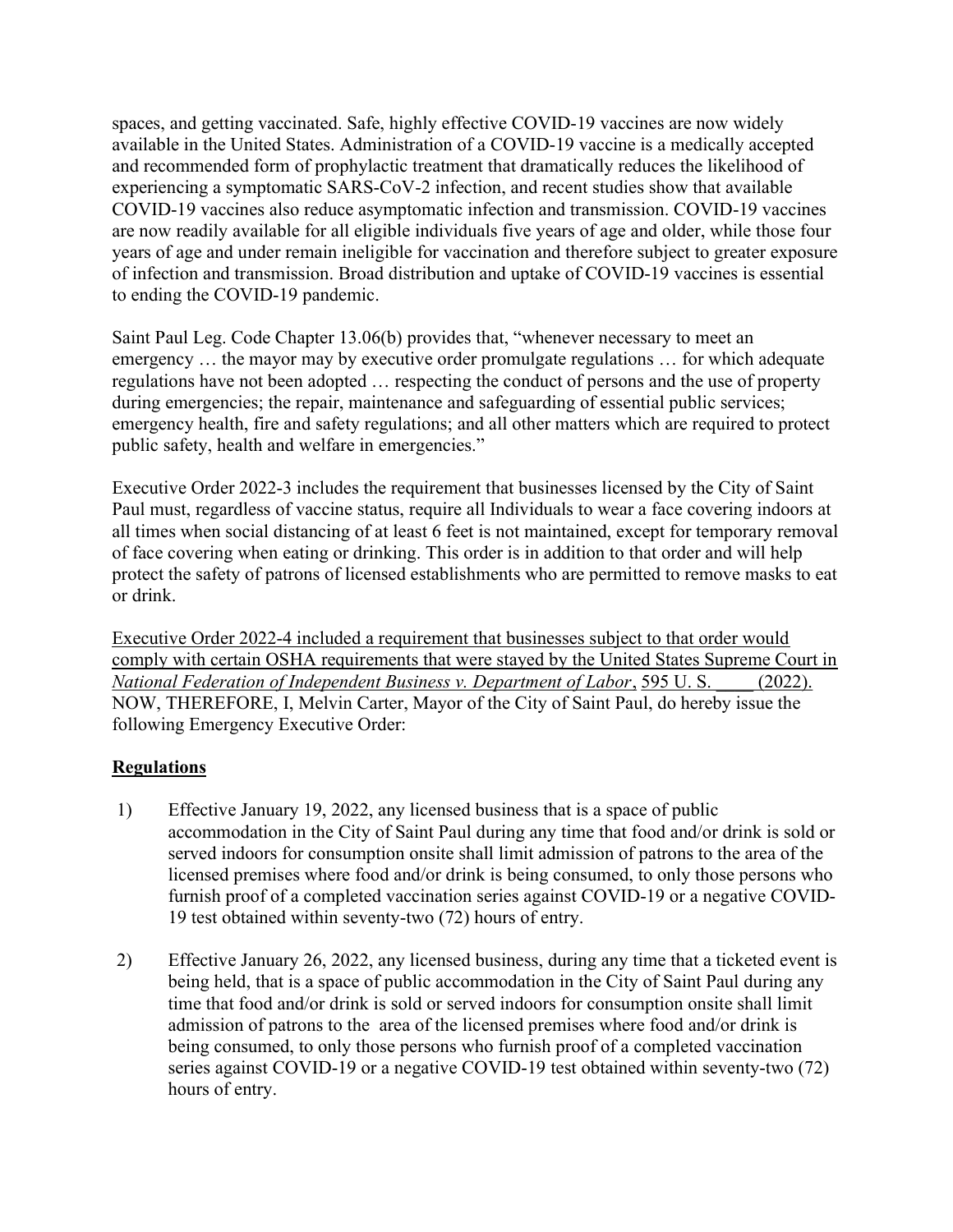spaces, and getting vaccinated. Safe, highly effective COVID-19 vaccines are now widely available in the United States. Administration of a COVID-19 vaccine is a medically accepted and recommended form of prophylactic treatment that dramatically reduces the likelihood of experiencing a symptomatic SARS-CoV-2 infection, and recent studies show that available COVID-19 vaccines also reduce asymptomatic infection and transmission. COVID-19 vaccines are now readily available for all eligible individuals five years of age and older, while those four years of age and under remain ineligible for vaccination and therefore subject to greater exposure of infection and transmission. Broad distribution and uptake of COVID-19 vaccines is essential to ending the COVID-19 pandemic.

Saint Paul Leg. Code Chapter 13.06(b) provides that, "whenever necessary to meet an emergency … the mayor may by executive order promulgate regulations … for which adequate regulations have not been adopted … respecting the conduct of persons and the use of property during emergencies; the repair, maintenance and safeguarding of essential public services; emergency health, fire and safety regulations; and all other matters which are required to protect public safety, health and welfare in emergencies."

Executive Order 2022-3 includes the requirement that businesses licensed by the City of Saint Paul must, regardless of vaccine status, require all Individuals to wear a face covering indoors at all times when social distancing of at least 6 feet is not maintained, except for temporary removal of face covering when eating or drinking. This order is in addition to that order and will help protect the safety of patrons of licensed establishments who are permitted to remove masks to eat or drink.

Executive Order 2022-4 included a requirement that businesses subject to that order would comply with certain OSHA requirements that were stayed by the United States Supreme Court in *National Federation of Independent Business v. Department of Labor*, 595 U. S. \_\_\_\_ (2022).
NOW, THEREFORE, I, Melvin Carter, Mayor of the City of Saint Paul, do hereby issue the following Emergency Executive Order:

## Regulations

1) Effective January 19, 2022, any licensed business that is a space of public accommodation in the City of Saint Paul during any time that food and/or drink is sold or served indoors for consumption onsite shall limit admission of patrons to the area of the licensed premises where food and/or drink is being consumed, to only those persons who furnish proof of a completed vaccination series against COVID-19 or a negative COVID-19 test obtained within seventy-two (72) hours of entry.

2) Effective January 26, 2022, any licensed business, during any time that a ticketed event is being held, that is a space of public accommodation in the City of Saint Paul during any time that food and/or drink is sold or served indoors for consumption onsite shall limit admission of patrons to the area of the licensed premises where food and/or drink is being consumed, to only those persons who furnish proof of a completed vaccination series against COVID-19 or a negative COVID-19 test obtained within seventy-two (72) hours of entry.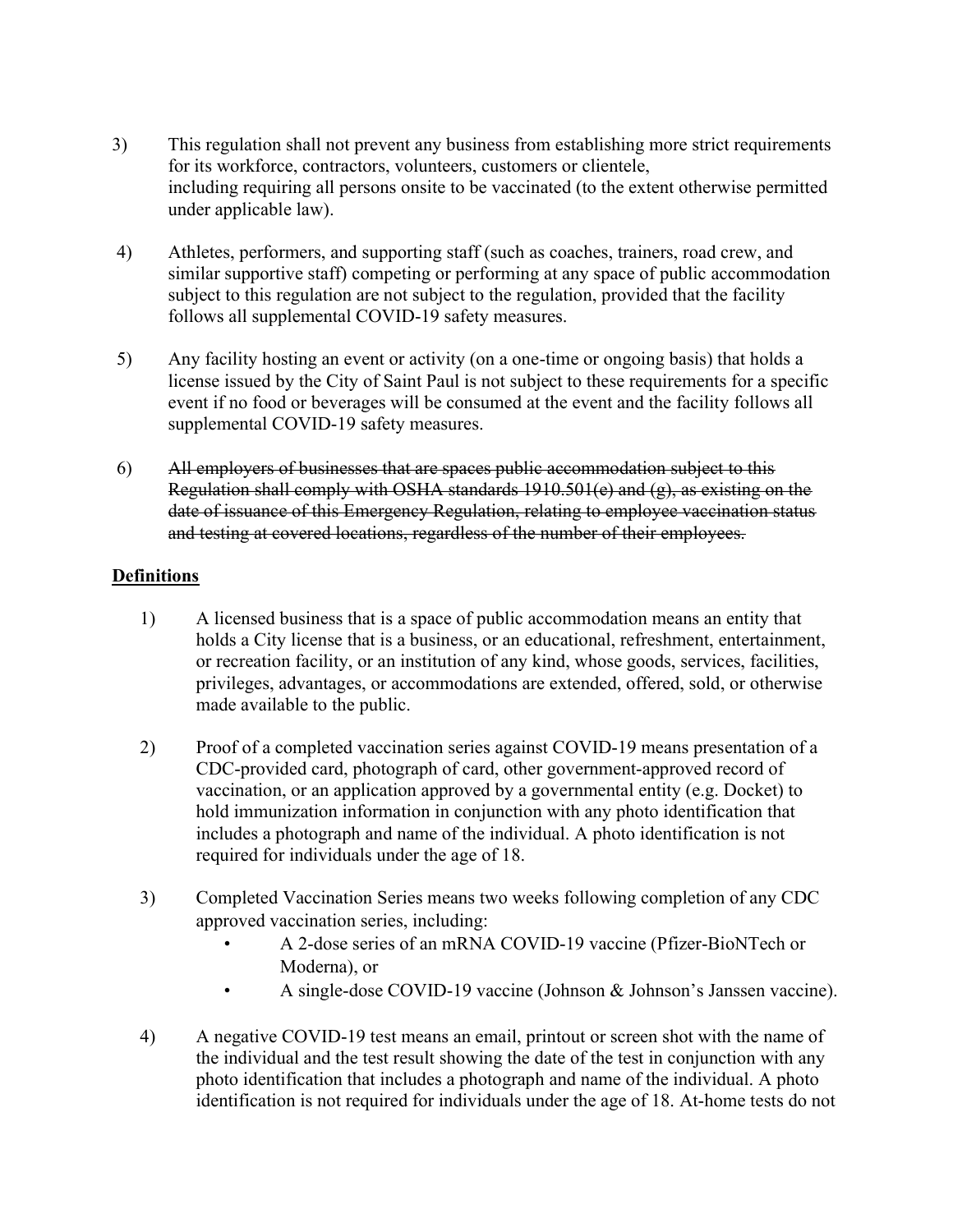3) This regulation shall not prevent any business from establishing more strict requirements for its workforce, contractors, volunteers, customers or clientele, including requiring all persons onsite to be vaccinated (to the extent otherwise permitted under applicable law).

4) Athletes, performers, and supporting staff (such as coaches, trainers, road crew, and similar supportive staff) competing or performing at any space of public accommodation subject to this regulation are not subject to the regulation, provided that the facility follows all supplemental COVID-19 safety measures.

5) Any facility hosting an event or activity (on a one-time or ongoing basis) that holds a license issued by the City of Saint Paul is not subject to these requirements for a specific event if no food or beverages will be consumed at the event and the facility follows all supplemental COVID-19 safety measures.

6) ~~All employers of businesses that are spaces public accommodation subject to this Regulation shall comply with OSHA standards 1910.501(e) and (g), as existing on the date of issuance of this Emergency Regulation, relating to employee vaccination status and testing at covered locations, regardless of the number of their employees.~~

**<u>Definitions</u>**

1) A licensed business that is a space of public accommodation means an entity that holds a City license that is a business, or an educational, refreshment, entertainment, or recreation facility, or an institution of any kind, whose goods, services, facilities, privileges, advantages, or accommodations are extended, offered, sold, or otherwise made available to the public.

2) Proof of a completed vaccination series against COVID-19 means presentation of a CDC-provided card, photograph of card, other government-approved record of vaccination, or an application approved by a governmental entity (e.g. Docket) to hold immunization information in conjunction with any photo identification that includes a photograph and name of the individual. A photo identification is not required for individuals under the age of 18.

3) Completed Vaccination Series means two weeks following completion of any CDC approved vaccination series, including:
   - A 2-dose series of an mRNA COVID-19 vaccine (Pfizer-BioNTech or Moderna), or
   - A single-dose COVID-19 vaccine (Johnson & Johnson's Janssen vaccine).

4) A negative COVID-19 test means an email, printout or screen shot with the name of the individual and the test result showing the date of the test in conjunction with any photo identification that includes a photograph and name of the individual. A photo identification is not required for individuals under the age of 18. At-home tests do not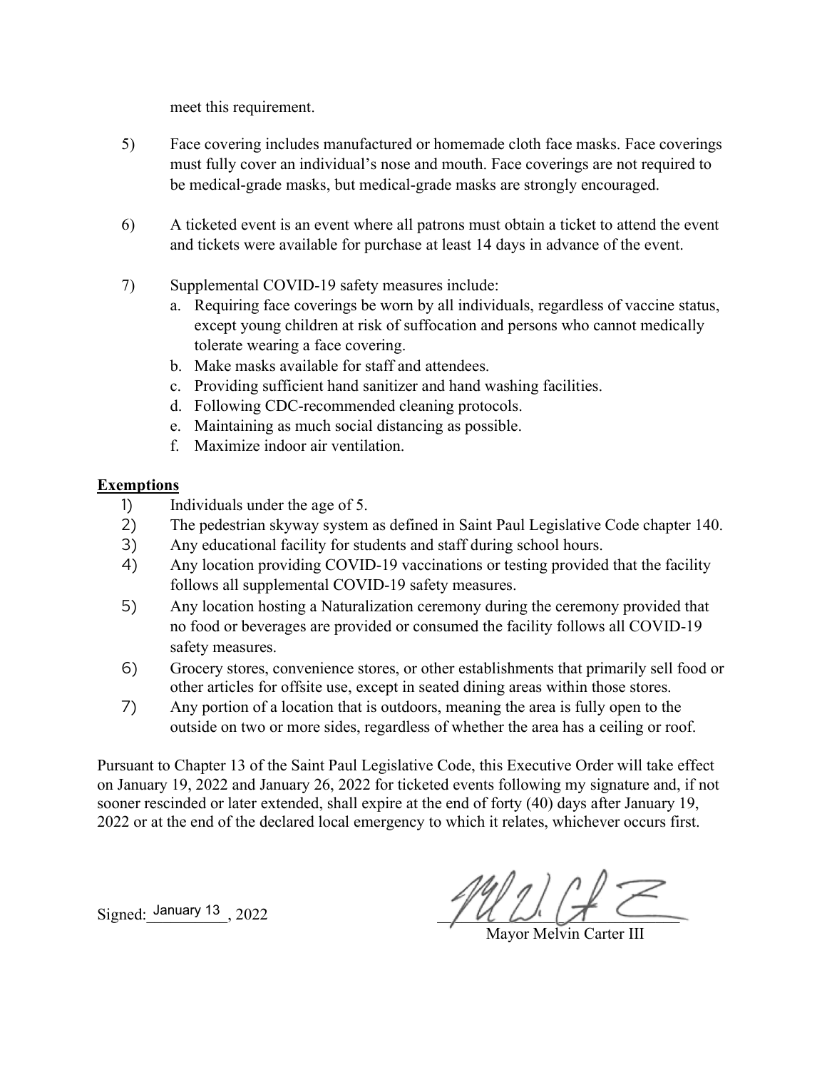meet this requirement.

5) Face covering includes manufactured or homemade cloth face masks. Face coverings must fully cover an individual's nose and mouth. Face coverings are not required to be medical-grade masks, but medical-grade masks are strongly encouraged.

6) A ticketed event is an event where all patrons must obtain a ticket to attend the event and tickets were available for purchase at least 14 days in advance of the event.

7) Supplemental COVID-19 safety measures include:
   a. Requiring face coverings be worn by all individuals, regardless of vaccine status, except young children at risk of suffocation and persons who cannot medically tolerate wearing a face covering.
   b. Make masks available for staff and attendees.
   c. Providing sufficient hand sanitizer and hand washing facilities.
   d. Following CDC-recommended cleaning protocols.
   e. Maintaining as much social distancing as possible.
   f. Maximize indoor air ventilation.

**Exemptions**

1) Individuals under the age of 5.
2) The pedestrian skyway system as defined in Saint Paul Legislative Code chapter 140.
3) Any educational facility for students and staff during school hours.
4) Any location providing COVID-19 vaccinations or testing provided that the facility follows all supplemental COVID-19 safety measures.
5) Any location hosting a Naturalization ceremony during the ceremony provided that no food or beverages are provided or consumed the facility follows all COVID-19 safety measures.
6) Grocery stores, convenience stores, or other establishments that primarily sell food or other articles for offsite use, except in seated dining areas within those stores.
7) Any portion of a location that is outdoors, meaning the area is fully open to the outside on two or more sides, regardless of whether the area has a ceiling or roof.

Pursuant to Chapter 13 of the Saint Paul Legislative Code, this Executive Order will take effect on January 19, 2022 and January 26, 2022 for ticketed events following my signature and, if not sooner rescinded or later extended, shall expire at the end of forty (40) days after January 19, 2022 or at the end of the declared local emergency to which it relates, whichever occurs first.

Signed: January 13, 2022

Mayor Melvin Carter III